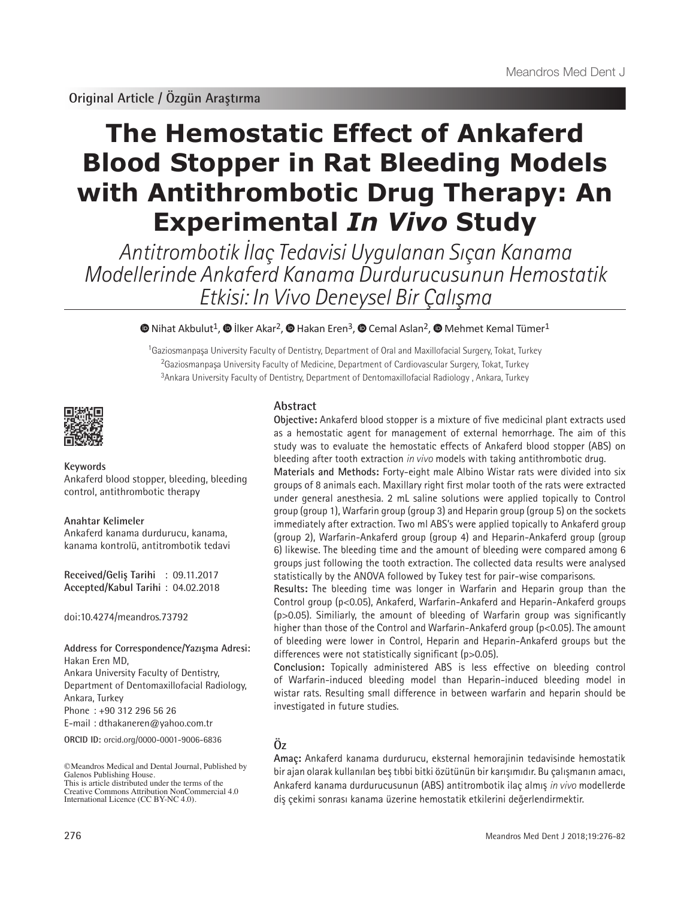Original Article / Özgün Araştırma

# The Hemostatic Effect of Ankaferd Blood Stopper in Rat Bleeding Models with Antithrombotic Drug Therapy: An Experimental *In Vivo* Study

*Antitrombotik İlaç Tedavisi Uygulanan Sıçan Kanama Modellerinde Ankaferd Kanama Durdurucusunun Hemostatik Etkisi: In Vivo Deneysel Bir Çalışma*

Nihat Akbulut[1], İlker Akar[2], Hakan Eren[3], Cemal Aslan[2], Mehmet Kemal Tümer[1]

[1]Gaziosmanpaşa University Faculty of Dentistry, Department of Oral and Maxillofacial Surgery, Tokat, Turkey
[2]Gaziosmanpaşa University Faculty of Medicine, Department of Cardiovascular Surgery, Tokat, Turkey
[3]Ankara University Faculty of Dentistry, Department of Dentomaxillofacial Radiology , Ankara, Turkey

**Keywords**
Ankaferd blood stopper, bleeding, bleeding control, antithrombotic therapy

**Anahtar Kelimeler**
Ankaferd kanama durdurucu, kanama, kanama kontrolü, antitrombotik tedavi

**Received/Geliş Tarihi** : 09.11.2017
**Accepted/Kabul Tarihi** : 04.02.2018

doi:10.4274/meandros.73792

**Address for Correspondence/Yazışma Adresi:**
Hakan Eren MD,
Ankara University Faculty of Dentistry,
Department of Dentomaxillofacial Radiology,
Ankara, Turkey
Phone : +90 312 296 56 26
E-mail : dthakaneren@yahoo.com.tr

**ORCID ID:** orcid.org/0000-0001-9006-6836

©Meandros Medical and Dental Journal, Published by Galenos Publishing House.
This is article distributed under the terms of the Creative Commons Attribution NonCommercial 4.0 International Licence (CC BY-NC 4.0).

## Abstract

**Objective:** Ankaferd blood stopper is a mixture of five medicinal plant extracts used as a hemostatic agent for management of external hemorrhage. The aim of this study was to evaluate the hemostatic effects of Ankaferd blood stopper (ABS) on bleeding after tooth extraction *in vivo* models with taking antithrombotic drug.

**Materials and Methods:** Forty-eight male Albino Wistar rats were divided into six groups of 8 animals each. Maxillary right first molar tooth of the rats were extracted under general anesthesia. 2 mL saline solutions were applied topically to Control group (group 1), Warfarin group (group 3) and Heparin group (group 5) on the sockets immediately after extraction. Two ml ABS's were applied topically to Ankaferd group (group 2), Warfarin-Ankaferd group (group 4) and Heparin-Ankaferd group (group 6) likewise. The bleeding time and the amount of bleeding were compared among 6 groups just following the tooth extraction. The collected data results were analysed statistically by the ANOVA followed by Tukey test for pair-wise comparisons.

**Results:** The bleeding time was longer in Warfarin and Heparin group than the Control group ($p<0.05$), Ankaferd, Warfarin-Ankaferd and Heparin-Ankaferd groups ($p>0.05$). Similiarly, the amount of bleeding of Warfarin group was significantly higher than those of the Control and Warfarin-Ankaferd group ($p<0.05$). The amount of bleeding were lower in Control, Heparin and Heparin-Ankaferd groups but the differences were not statistically significant ($p>0.05$).

**Conclusion:** Topically administered ABS is less effective on bleeding control of Warfarin-induced bleeding model than Heparin-induced bleeding model in wistar rats. Resulting small difference in between warfarin and heparin should be investigated in future studies.

## Öz

**Amaç:** Ankaferd kanama durdurucu, eksternal hemorajinin tedavisinde hemostatik bir ajan olarak kullanılan beş tıbbi bitki özütünün bir karışımıdır. Bu çalışmanın amacı, Ankaferd kanama durdurucusunun (ABS) antitrombotik ilaç almış *in vivo* modellerde diş çekimi sonrası kanama üzerine hemostatik etkilerini değerlendirmektir.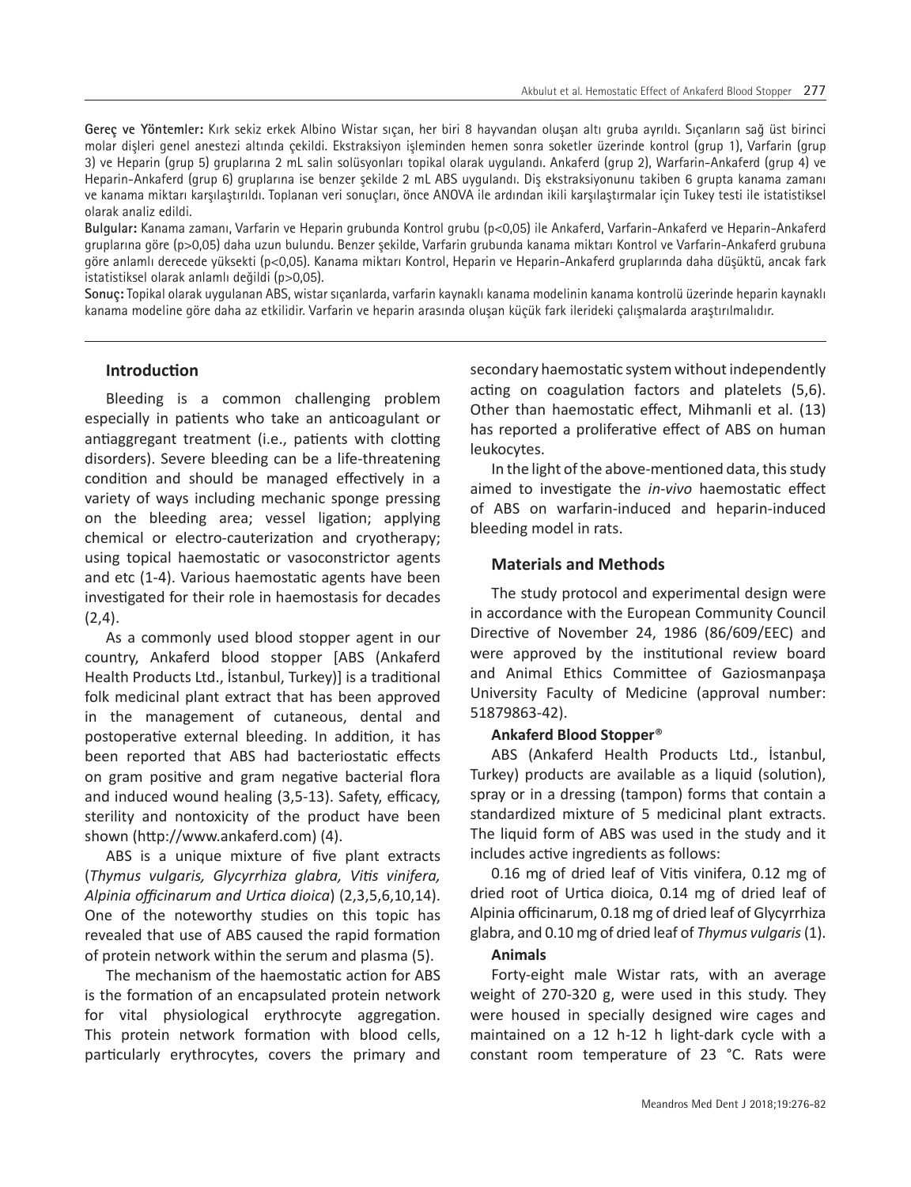**Gereç ve Yöntemler:** Kırk sekiz erkek Albino Wistar sıçan, her biri 8 hayvandan oluşan altı gruba ayrıldı. Sıçanların sağ üst birinci molar dişleri genel anestezi altında çekildi. Ekstraksiyon işleminden hemen sonra soketler üzerinde kontrol (grup 1), Varfarin (grup 3) ve Heparin (grup 5) gruplarına 2 mL salin solüsyonları topikal olarak uygulandı. Ankaferd (grup 2), Warfarin-Ankaferd (grup 4) ve Heparin-Ankaferd (grup 6) gruplarına ise benzer şekilde 2 mL ABS uygulandı. Diş ekstraksiyonunu takiben 6 grupta kanama zamanı ve kanama miktarı karşılaştırıldı. Toplanan veri sonuçları, önce ANOVA ile ardından ikili karşılaştırmalar için Tukey testi ile istatistiksel olarak analiz edildi.

**Bulgular:** Kanama zamanı, Varfarin ve Heparin grubunda Kontrol grubu ($p<0,05$) ile Ankaferd, Varfarin-Ankaferd ve Heparin-Ankaferd gruplarına göre ($p>0,05$) daha uzun bulundu. Benzer şekilde, Varfarin grubunda kanama miktarı Kontrol ve Varfarin-Ankaferd grubuna göre anlamlı derecede yüksekti ($p<0,05$). Kanama miktarı Kontrol, Heparin ve Heparin-Ankaferd gruplarında daha düşüktü, ancak fark istatistiksel olarak anlamlı değildi ($p>0,05$).

**Sonuç:** Topikal olarak uygulanan ABS, wistar sıçanlarda, varfarin kaynaklı kanama modelinin kanama kontrolü üzerinde heparin kaynaklı kanama modeline göre daha az etkilidir. Varfarin ve heparin arasında oluşan küçük fark ilerideki çalışmalarda araştırılmalıdır.

## Introduction

Bleeding is a common challenging problem especially in patients who take an anticoagulant or antiaggregant treatment (i.e., patients with clotting disorders). Severe bleeding can be a life-threatening condition and should be managed effectively in a variety of ways including mechanic sponge pressing on the bleeding area; vessel ligation; applying chemical or electro-cauterization and cryotherapy; using topical haemostatic or vasoconstrictor agents and etc (1-4). Various haemostatic agents have been investigated for their role in haemostasis for decades (2,4).

As a commonly used blood stopper agent in our country, Ankaferd blood stopper [ABS (Ankaferd Health Products Ltd., İstanbul, Turkey)] is a traditional folk medicinal plant extract that has been approved in the management of cutaneous, dental and postoperative external bleeding. In addition, it has been reported that ABS had bacteriostatic effects on gram positive and gram negative bacterial flora and induced wound healing (3,5-13). Safety, efficacy, sterility and nontoxicity of the product have been shown (http://www.ankaferd.com) (4).

ABS is a unique mixture of five plant extracts (*Thymus vulgaris, Glycyrrhiza glabra, Vitis vinifera, Alpinia officinarum and Urtica dioica*) (2,3,5,6,10,14). One of the noteworthy studies on this topic has revealed that use of ABS caused the rapid formation of protein network within the serum and plasma (5).

The mechanism of the haemostatic action for ABS is the formation of an encapsulated protein network for vital physiological erythrocyte aggregation. This protein network formation with blood cells, particularly erythrocytes, covers the primary and secondary haemostatic system without independently acting on coagulation factors and platelets (5,6). Other than haemostatic effect, Mihmanli et al. (13) has reported a proliferative effect of ABS on human leukocytes.

In the light of the above-mentioned data, this study aimed to investigate the *in-vivo* haemostatic effect of ABS on warfarin-induced and heparin-induced bleeding model in rats.

## Materials and Methods

The study protocol and experimental design were in accordance with the European Community Council Directive of November 24, 1986 (86/609/EEC) and were approved by the institutional review board and Animal Ethics Committee of Gaziosmanpaşa University Faculty of Medicine (approval number: 51879863-42).

### Ankaferd Blood Stopper®

ABS (Ankaferd Health Products Ltd., İstanbul, Turkey) products are available as a liquid (solution), spray or in a dressing (tampon) forms that contain a standardized mixture of 5 medicinal plant extracts. The liquid form of ABS was used in the study and it includes active ingredients as follows:

0.16 mg of dried leaf of Vitis vinifera, 0.12 mg of dried root of Urtica dioica, 0.14 mg of dried leaf of Alpinia officinarum, 0.18 mg of dried leaf of Glycyrrhiza glabra, and 0.10 mg of dried leaf of *Thymus vulgaris* (1).

### Animals

Forty-eight male Wistar rats, with an average weight of 270-320 g, were used in this study. They were housed in specially designed wire cages and maintained on a 12 h-12 h light-dark cycle with a constant room temperature of 23 °C. Rats were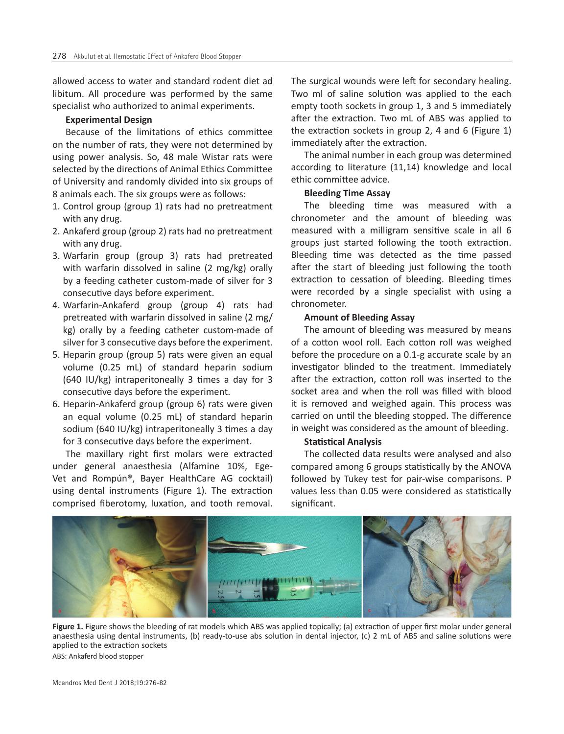allowed access to water and standard rodent diet ad libitum. All procedure was performed by the same specialist who authorized to animal experiments.

**Experimental Design**

Because of the limitations of ethics committee on the number of rats, they were not determined by using power analysis. So, 48 male Wistar rats were selected by the directions of Animal Ethics Committee of University and randomly divided into six groups of 8 animals each. The six groups were as follows:

1. Control group (group 1) rats had no pretreatment with any drug.
2. Ankaferd group (group 2) rats had no pretreatment with any drug.
3. Warfarin group (group 3) rats had pretreated with warfarin dissolved in saline (2 mg/kg) orally by a feeding catheter custom-made of silver for 3 consecutive days before experiment.
4. Warfarin-Ankaferd group (group 4) rats had pretreated with warfarin dissolved in saline (2 mg/kg) orally by a feeding catheter custom-made of silver for 3 consecutive days before the experiment.
5. Heparin group (group 5) rats were given an equal volume (0.25 mL) of standard heparin sodium (640 IU/kg) intraperitoneally 3 times a day for 3 consecutive days before the experiment.
6. Heparin-Ankaferd group (group 6) rats were given an equal volume (0.25 mL) of standard heparin sodium (640 IU/kg) intraperitoneally 3 times a day for 3 consecutive days before the experiment.

The maxillary right first molars were extracted under general anaesthesia (Alfamine 10%, Ege-Vet and Rompún®, Bayer HealthCare AG cocktail) using dental instruments (Figure 1). The extraction comprised fiberotomy, luxation, and tooth removal. The surgical wounds were left for secondary healing. Two ml of saline solution was applied to the each empty tooth sockets in group 1, 3 and 5 immediately after the extraction. Two mL of ABS was applied to the extraction sockets in group 2, 4 and 6 (Figure 1) immediately after the extraction.

The animal number in each group was determined according to literature (11,14) knowledge and local ethic committee advice.

**Bleeding Time Assay**

The bleeding time was measured with a chronometer and the amount of bleeding was measured with a milligram sensitive scale in all 6 groups just started following the tooth extraction. Bleeding time was detected as the time passed after the start of bleeding just following the tooth extraction to cessation of bleeding. Bleeding times were recorded by a single specialist with using a chronometer.

**Amount of Bleeding Assay**

The amount of bleeding was measured by means of a cotton wool roll. Each cotton roll was weighed before the procedure on a 0.1-g accurate scale by an investigator blinded to the treatment. Immediately after the extraction, cotton roll was inserted to the socket area and when the roll was filled with blood it is removed and weighed again. This process was carried on until the bleeding stopped. The difference in weight was considered as the amount of bleeding.

**Statistical Analysis**

The collected data results were analysed and also compared among 6 groups statistically by the ANOVA followed by Tukey test for pair-wise comparisons. P values less than 0.05 were considered as statistically significant.

**Figure 1.** Figure shows the bleeding of rat models which ABS was applied topically; (a) extraction of upper first molar under general anaesthesia using dental instruments, (b) ready-to-use abs solution in dental injector, (c) 2 mL of ABS and saline solutions were applied to the extraction sockets

ABS: Ankaferd blood stopper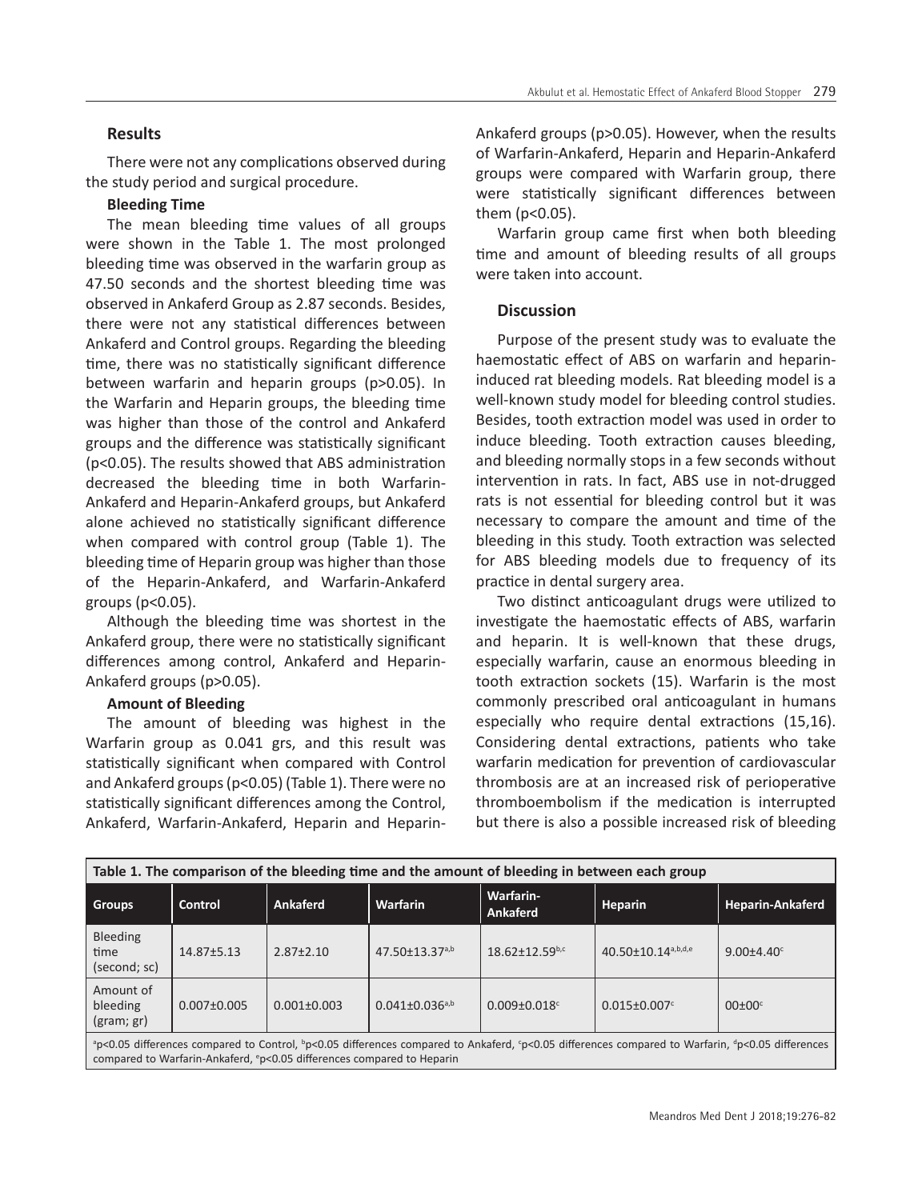## Results

There were not any complications observed during the study period and surgical procedure.

### Bleeding Time

The mean bleeding time values of all groups were shown in the Table 1. The most prolonged bleeding time was observed in the warfarin group as 47.50 seconds and the shortest bleeding time was observed in Ankaferd Group as 2.87 seconds. Besides, there were not any statistical differences between Ankaferd and Control groups. Regarding the bleeding time, there was no statistically significant difference between warfarin and heparin groups ($p>0.05$). In the Warfarin and Heparin groups, the bleeding time was higher than those of the control and Ankaferd groups and the difference was statistically significant ($p<0.05$). The results showed that ABS administration decreased the bleeding time in both Warfarin-Ankaferd and Heparin-Ankaferd groups, but Ankaferd alone achieved no statistically significant difference when compared with control group (Table 1). The bleeding time of Heparin group was higher than those of the Heparin-Ankaferd, and Warfarin-Ankaferd groups ($p<0.05$).

Although the bleeding time was shortest in the Ankaferd group, there were no statistically significant differences among control, Ankaferd and Heparin-Ankaferd groups ($p>0.05$).

### Amount of Bleeding

The amount of bleeding was highest in the Warfarin group as 0.041 grs, and this result was statistically significant when compared with Control and Ankaferd groups ($p<0.05$) (Table 1). There were no statistically significant differences among the Control, Ankaferd, Warfarin-Ankaferd, Heparin and Heparin-Ankaferd groups ($p>0.05$). However, when the results of Warfarin-Ankaferd, Heparin and Heparin-Ankaferd groups were compared with Warfarin group, there were statistically significant differences between them ($p<0.05$).

Warfarin group came first when both bleeding time and amount of bleeding results of all groups were taken into account.

## Discussion

Purpose of the present study was to evaluate the haemostatic effect of ABS on warfarin and heparin-induced rat bleeding models. Rat bleeding model is a well-known study model for bleeding control studies. Besides, tooth extraction model was used in order to induce bleeding. Tooth extraction causes bleeding, and bleeding normally stops in a few seconds without intervention in rats. In fact, ABS use in not-drugged rats is not essential for bleeding control but it was necessary to compare the amount and time of the bleeding in this study. Tooth extraction was selected for ABS bleeding models due to frequency of its practice in dental surgery area.

Two distinct anticoagulant drugs were utilized to investigate the haemostatic effects of ABS, warfarin and heparin. It is well-known that these drugs, especially warfarin, cause an enormous bleeding in tooth extraction sockets (15). Warfarin is the most commonly prescribed oral anticoagulant in humans especially who require dental extractions (15,16). Considering dental extractions, patients who take warfarin medication for prevention of cardiovascular thrombosis are at an increased risk of perioperative thromboembolism if the medication is interrupted but there is also a possible increased risk of bleeding

**Table 1. The comparison of the bleeding time and the amount of bleeding in between each group**

| Groups | Control | Ankaferd | Warfarin | Warfarin-Ankaferd | Heparin | Heparin-Ankaferd |
|---|---|---|---|---|---|---|
| Bleeding time (second; sc) | 14.87±5.13 | 2.87±2.10 | 47.50±13.37[a,b] | 18.62±12.59[b,c] | 40.50±10.14[a,b,d,e] | 9.00±4.40[c] |
| Amount of bleeding (gram; gr) | 0.007±0.005 | 0.001±0.003 | 0.041±0.036[a,b] | 0.009±0.018[c] | 0.015±0.007[c] | 00±00[c] |

[a]$p<0.05$ differences compared to Control, [b]$p<0.05$ differences compared to Ankaferd, [c]$p<0.05$ differences compared to Warfarin, [d]$p<0.05$ differences compared to Warfarin-Ankaferd, [e]$p<0.05$ differences compared to Heparin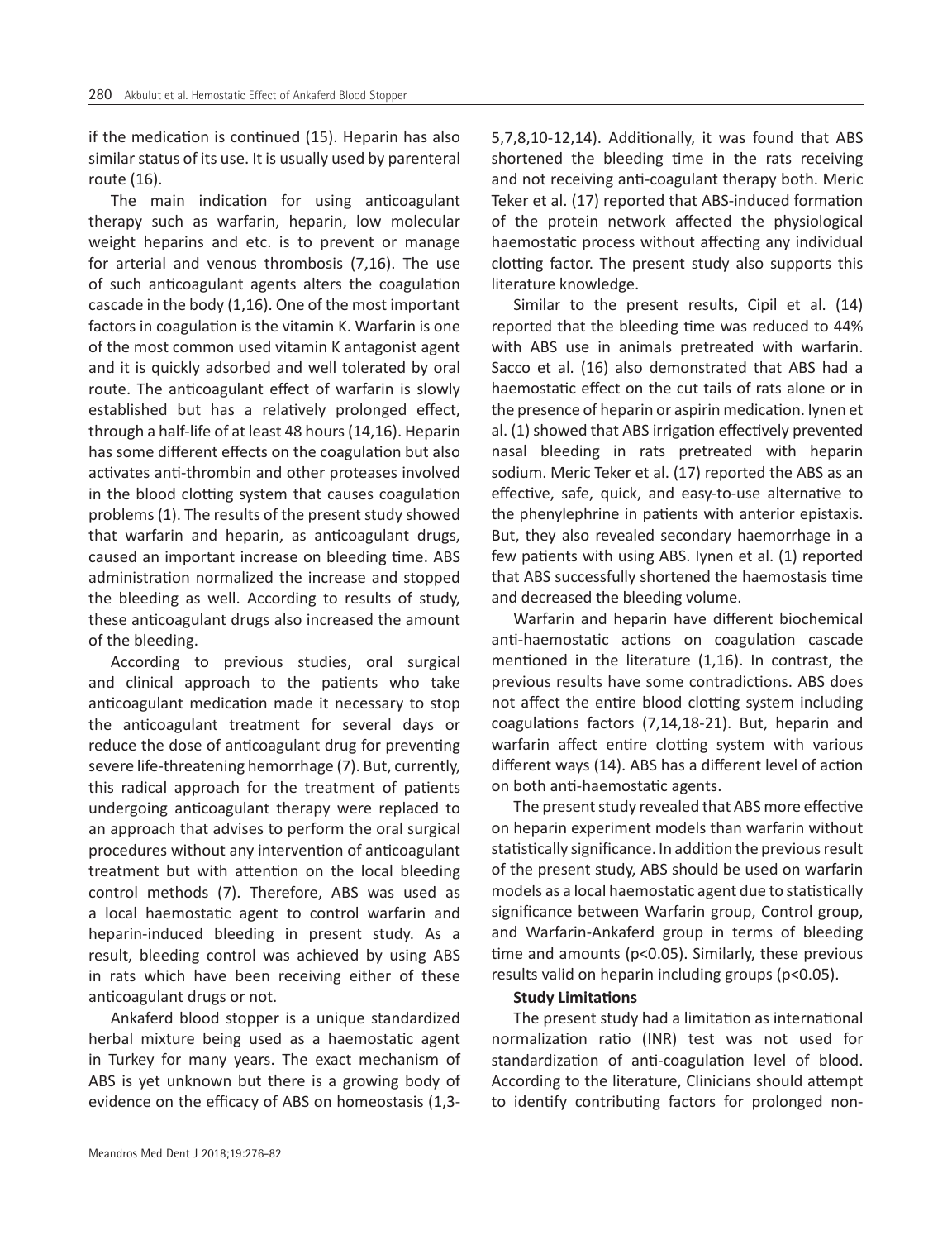if the medication is continued (15). Heparin has also similar status of its use. It is usually used by parenteral route (16).

The main indication for using anticoagulant therapy such as warfarin, heparin, low molecular weight heparins and etc. is to prevent or manage for arterial and venous thrombosis (7,16). The use of such anticoagulant agents alters the coagulation cascade in the body (1,16). One of the most important factors in coagulation is the vitamin K. Warfarin is one of the most common used vitamin K antagonist agent and it is quickly adsorbed and well tolerated by oral route. The anticoagulant effect of warfarin is slowly established but has a relatively prolonged effect, through a half-life of at least 48 hours (14,16). Heparin has some different effects on the coagulation but also activates anti-thrombin and other proteases involved in the blood clotting system that causes coagulation problems (1). The results of the present study showed that warfarin and heparin, as anticoagulant drugs, caused an important increase on bleeding time. ABS administration normalized the increase and stopped the bleeding as well. According to results of study, these anticoagulant drugs also increased the amount of the bleeding.

According to previous studies, oral surgical and clinical approach to the patients who take anticoagulant medication made it necessary to stop the anticoagulant treatment for several days or reduce the dose of anticoagulant drug for preventing severe life-threatening hemorrhage (7). But, currently, this radical approach for the treatment of patients undergoing anticoagulant therapy were replaced to an approach that advises to perform the oral surgical procedures without any intervention of anticoagulant treatment but with attention on the local bleeding control methods (7). Therefore, ABS was used as a local haemostatic agent to control warfarin and heparin-induced bleeding in present study. As a result, bleeding control was achieved by using ABS in rats which have been receiving either of these anticoagulant drugs or not.

Ankaferd blood stopper is a unique standardized herbal mixture being used as a haemostatic agent in Turkey for many years. The exact mechanism of ABS is yet unknown but there is a growing body of evidence on the efficacy of ABS on homeostasis (1,3-5,7,8,10-12,14). Additionally, it was found that ABS shortened the bleeding time in the rats receiving and not receiving anti-coagulant therapy both. Meric Teker et al. (17) reported that ABS-induced formation of the protein network affected the physiological haemostatic process without affecting any individual clotting factor. The present study also supports this literature knowledge.

Similar to the present results, Cipil et al. (14) reported that the bleeding time was reduced to 44% with ABS use in animals pretreated with warfarin. Sacco et al. (16) also demonstrated that ABS had a haemostatic effect on the cut tails of rats alone or in the presence of heparin or aspirin medication. Iynen et al. (1) showed that ABS irrigation effectively prevented nasal bleeding in rats pretreated with heparin sodium. Meric Teker et al. (17) reported the ABS as an effective, safe, quick, and easy-to-use alternative to the phenylephrine in patients with anterior epistaxis. But, they also revealed secondary haemorrhage in a few patients with using ABS. Iynen et al. (1) reported that ABS successfully shortened the haemostasis time and decreased the bleeding volume.

Warfarin and heparin have different biochemical anti-haemostatic actions on coagulation cascade mentioned in the literature (1,16). In contrast, the previous results have some contradictions. ABS does not affect the entire blood clotting system including coagulations factors (7,14,18-21). But, heparin and warfarin affect entire clotting system with various different ways (14). ABS has a different level of action on both anti-haemostatic agents.

The present study revealed that ABS more effective on heparin experiment models than warfarin without statistically significance. In addition the previous result of the present study, ABS should be used on warfarin models as a local haemostatic agent due to statistically significance between Warfarin group, Control group, and Warfarin-Ankaferd group in terms of bleeding time and amounts ($p<0.05$). Similarly, these previous results valid on heparin including groups ($p<0.05$).

**Study Limitations**

The present study had a limitation as international normalization ratio (INR) test was not used for standardization of anti-coagulation level of blood. According to the literature, Clinicians should attempt to identify contributing factors for prolonged non-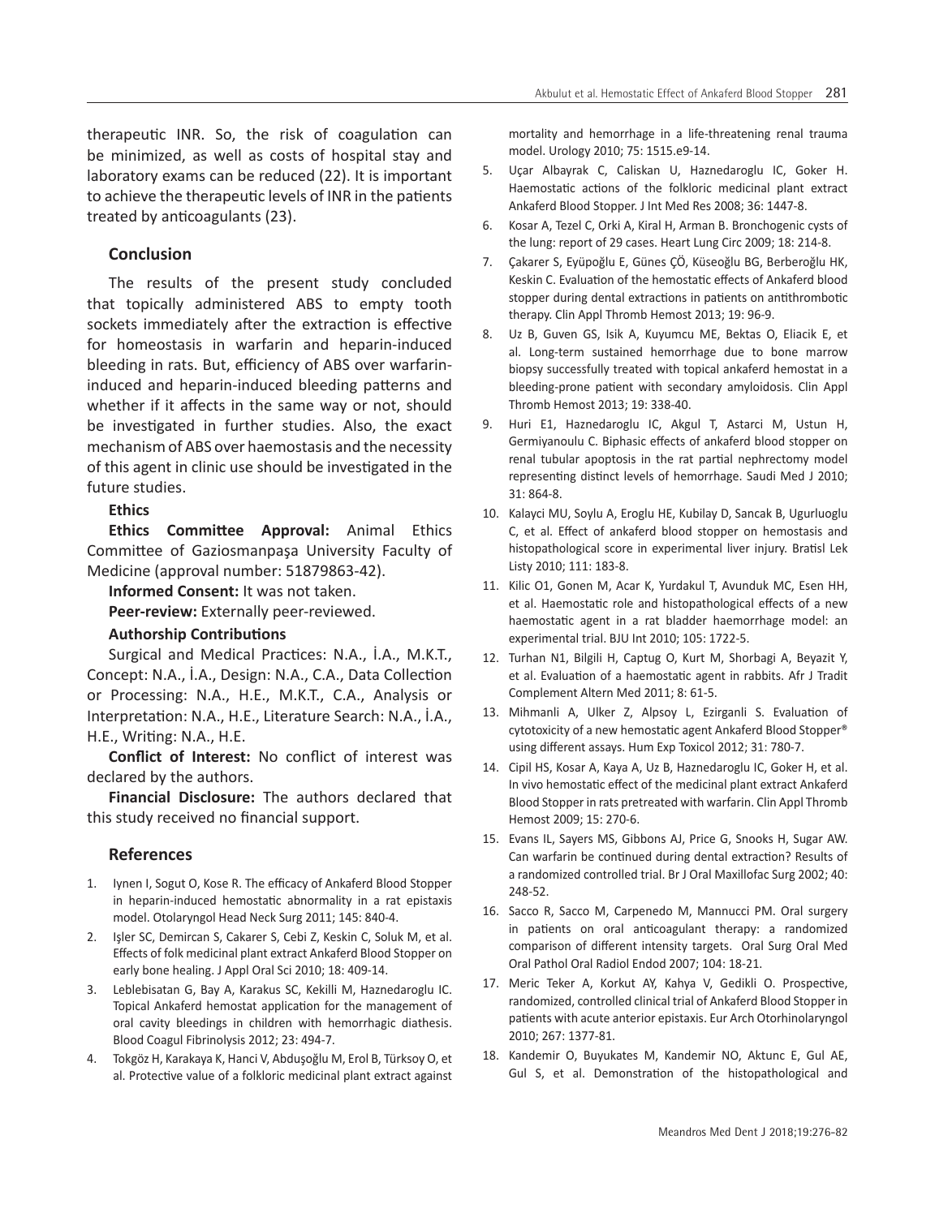therapeutic INR. So, the risk of coagulation can be minimized, as well as costs of hospital stay and laboratory exams can be reduced (22). It is important to achieve the therapeutic levels of INR in the patients treated by anticoagulants (23).

## Conclusion

The results of the present study concluded that topically administered ABS to empty tooth sockets immediately after the extraction is effective for homeostasis in warfarin and heparin-induced bleeding in rats. But, efficiency of ABS over warfarin-induced and heparin-induced bleeding patterns and whether if it affects in the same way or not, should be investigated in further studies. Also, the exact mechanism of ABS over haemostasis and the necessity of this agent in clinic use should be investigated in the future studies.

**Ethics**

**Ethics Committee Approval:** Animal Ethics Committee of Gaziosmanpaşa University Faculty of Medicine (approval number: 51879863-42).

**Informed Consent:** It was not taken.

**Peer-review:** Externally peer-reviewed.

**Authorship Contributions**

Surgical and Medical Practices: N.A., İ.A., M.K.T., Concept: N.A., İ.A., Design: N.A., C.A., Data Collection or Processing: N.A., H.E., M.K.T., C.A., Analysis or Interpretation: N.A., H.E., Literature Search: N.A., İ.A., H.E., Writing: N.A., H.E.

**Conflict of Interest:** No conflict of interest was declared by the authors.

**Financial Disclosure:** The authors declared that this study received no financial support.

## References

1. Iynen I, Sogut O, Kose R. The efficacy of Ankaferd Blood Stopper in heparin-induced hemostatic abnormality in a rat epistaxis model. Otolaryngol Head Neck Surg 2011; 145: 840-4.
2. Işler SC, Demircan S, Cakarer S, Cebi Z, Keskin C, Soluk M, et al. Effects of folk medicinal plant extract Ankaferd Blood Stopper on early bone healing. J Appl Oral Sci 2010; 18: 409-14.
3. Leblebisatan G, Bay A, Karakus SC, Kekilli M, Haznedaroglu IC. Topical Ankaferd hemostat application for the management of oral cavity bleedings in children with hemorrhagic diathesis. Blood Coagul Fibrinolysis 2012; 23: 494-7.
4. Tokgöz H, Karakaya K, Hanci V, Abduşoğlu M, Erol B, Türksoy O, et al. Protective value of a folkloric medicinal plant extract against mortality and hemorrhage in a life-threatening renal trauma model. Urology 2010; 75: 1515.e9-14.
5. Uçar Albayrak C, Caliskan U, Haznedaroglu IC, Goker H. Haemostatic actions of the folkloric medicinal plant extract Ankaferd Blood Stopper. J Int Med Res 2008; 36: 1447-8.
6. Kosar A, Tezel C, Orki A, Kiral H, Arman B. Bronchogenic cysts of the lung: report of 29 cases. Heart Lung Circ 2009; 18: 214-8.
7. Çakarer S, Eyüpoğlu E, Günes ÇÖ, Küseoğlu BG, Berberoğlu HK, Keskin C. Evaluation of the hemostatic effects of Ankaferd blood stopper during dental extractions in patients on antithrombotic therapy. Clin Appl Thromb Hemost 2013; 19: 96-9.
8. Uz B, Guven GS, Isik A, Kuyumcu ME, Bektas O, Eliacik E, et al. Long-term sustained hemorrhage due to bone marrow biopsy successfully treated with topical ankaferd hemostat in a bleeding-prone patient with secondary amyloidosis. Clin Appl Thromb Hemost 2013; 19: 338-40.
9. Huri E1, Haznedaroglu IC, Akgul T, Astarci M, Ustun H, Germiyanoulu C. Biphasic effects of ankaferd blood stopper on renal tubular apoptosis in the rat partial nephrectomy model representing distinct levels of hemorrhage. Saudi Med J 2010; 31: 864-8.
10. Kalayci MU, Soylu A, Eroglu HE, Kubilay D, Sancak B, Ugurluoglu C, et al. Effect of ankaferd blood stopper on hemostasis and histopathological score in experimental liver injury. Bratisl Lek Listy 2010; 111: 183-8.
11. Kilic O1, Gonen M, Acar K, Yurdakul T, Avunduk MC, Esen HH, et al. Haemostatic role and histopathological effects of a new haemostatic agent in a rat bladder haemorrhage model: an experimental trial. BJU Int 2010; 105: 1722-5.
12. Turhan N1, Bilgili H, Captug O, Kurt M, Shorbagi A, Beyazit Y, et al. Evaluation of a haemostatic agent in rabbits. Afr J Tradit Complement Altern Med 2011; 8: 61-5.
13. Mihmanli A, Ulker Z, Alpsoy L, Ezirganli S. Evaluation of cytotoxicity of a new hemostatic agent Ankaferd Blood Stopper® using different assays. Hum Exp Toxicol 2012; 31: 780-7.
14. Cipil HS, Kosar A, Kaya A, Uz B, Haznedaroglu IC, Goker H, et al. In vivo hemostatic effect of the medicinal plant extract Ankaferd Blood Stopper in rats pretreated with warfarin. Clin Appl Thromb Hemost 2009; 15: 270-6.
15. Evans IL, Sayers MS, Gibbons AJ, Price G, Snooks H, Sugar AW. Can warfarin be continued during dental extraction? Results of a randomized controlled trial. Br J Oral Maxillofac Surg 2002; 40: 248-52.
16. Sacco R, Sacco M, Carpenedo M, Mannucci PM. Oral surgery in patients on oral anticoagulant therapy: a randomized comparison of different intensity targets. Oral Surg Oral Med Oral Pathol Oral Radiol Endod 2007; 104: 18-21.
17. Meric Teker A, Korkut AY, Kahya V, Gedikli O. Prospective, randomized, controlled clinical trial of Ankaferd Blood Stopper in patients with acute anterior epistaxis. Eur Arch Otorhinolaryngol 2010; 267: 1377-81.
18. Kandemir O, Buyukates M, Kandemir NO, Aktunc E, Gul AE, Gul S, et al. Demonstration of the histopathological and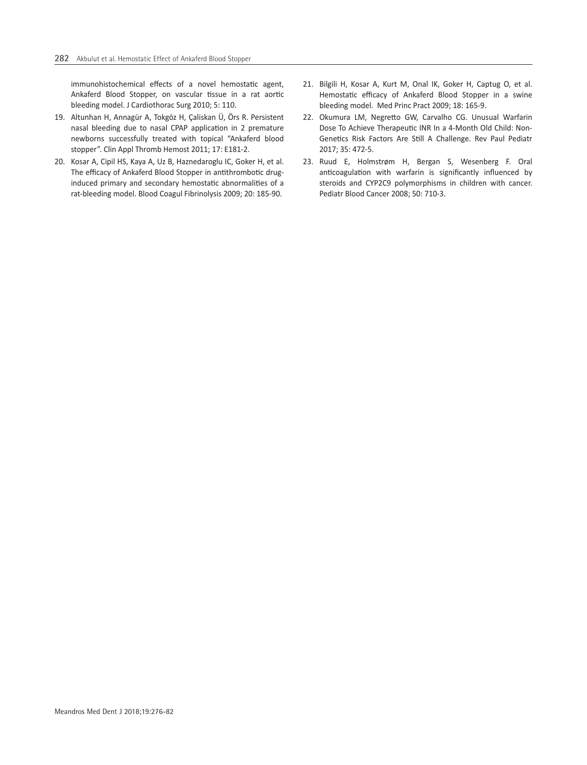immunohistochemical effects of a novel hemostatic agent, Ankaferd Blood Stopper, on vascular tissue in a rat aortic bleeding model. J Cardiothorac Surg 2010; 5: 110.

19. Altunhan H, Annagür A, Tokgöz H, Çaliskan Ü, Örs R. Persistent nasal bleeding due to nasal CPAP application in 2 premature newborns successfully treated with topical "Ankaferd blood stopper". Clin Appl Thromb Hemost 2011; 17: E181-2.
20. Kosar A, Cipil HS, Kaya A, Uz B, Haznedaroglu IC, Goker H, et al. The efficacy of Ankaferd Blood Stopper in antithrombotic drug-induced primary and secondary hemostatic abnormalities of a rat-bleeding model. Blood Coagul Fibrinolysis 2009; 20: 185-90.
21. Bilgili H, Kosar A, Kurt M, Onal IK, Goker H, Captug O, et al. Hemostatic efficacy of Ankaferd Blood Stopper in a swine bleeding model. Med Princ Pract 2009; 18: 165-9.
22. Okumura LM, Negretto GW, Carvalho CG. Unusual Warfarin Dose To Achieve Therapeutic INR In a 4-Month Old Child: Non-Genetics Risk Factors Are Still A Challenge. Rev Paul Pediatr 2017; 35: 472-5.
23. Ruud E, Holmstrøm H, Bergan S, Wesenberg F. Oral anticoagulation with warfarin is significantly influenced by steroids and CYP2C9 polymorphisms in children with cancer. Pediatr Blood Cancer 2008; 50: 710-3.